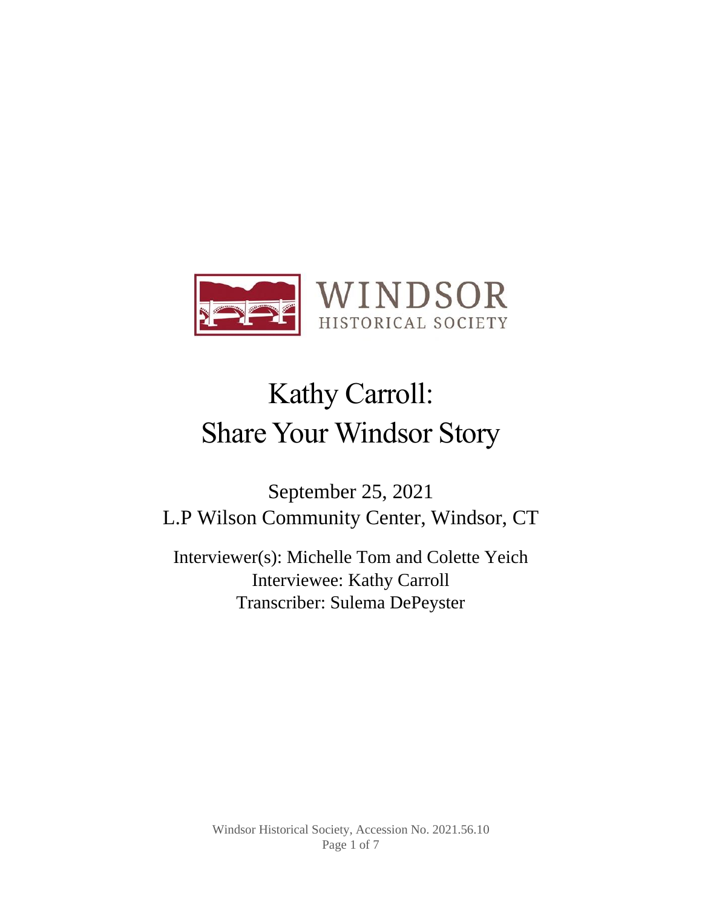WINDSOR
HISTORICAL SOCIETY

# Kathy Carroll: Share Your Windsor Story

September 25, 2021
L.P Wilson Community Center, Windsor, CT

Interviewer(s): Michelle Tom and Colette Yeich
Interviewee: Kathy Carroll
Transcriber: Sulema DePeyster

Windsor Historical Society, Accession No. 2021.56.10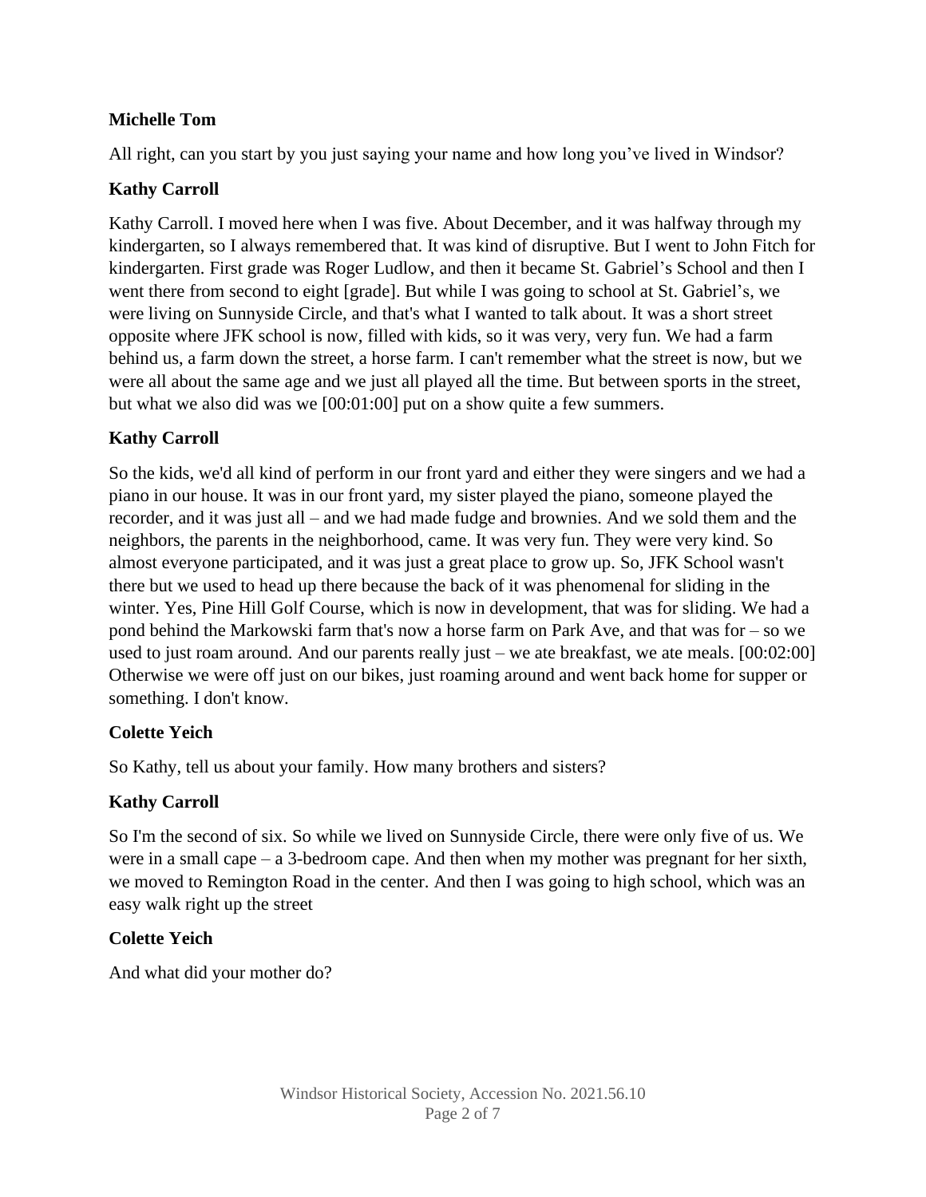**Michelle Tom**

All right, can you start by you just saying your name and how long you've lived in Windsor?

**Kathy Carroll**

Kathy Carroll. I moved here when I was five. About December, and it was halfway through my kindergarten, so I always remembered that. It was kind of disruptive. But I went to John Fitch for kindergarten. First grade was Roger Ludlow, and then it became St. Gabriel's School and then I went there from second to eight [grade]. But while I was going to school at St. Gabriel's, we were living on Sunnyside Circle, and that's what I wanted to talk about. It was a short street opposite where JFK school is now, filled with kids, so it was very, very fun. We had a farm behind us, a farm down the street, a horse farm. I can't remember what the street is now, but we were all about the same age and we just all played all the time. But between sports in the street, but what we also did was we [00:01:00] put on a show quite a few summers.

**Kathy Carroll**

So the kids, we'd all kind of perform in our front yard and either they were singers and we had a piano in our house. It was in our front yard, my sister played the piano, someone played the recorder, and it was just all – and we had made fudge and brownies. And we sold them and the neighbors, the parents in the neighborhood, came. It was very fun. They were very kind. So almost everyone participated, and it was just a great place to grow up. So, JFK School wasn't there but we used to head up there because the back of it was phenomenal for sliding in the winter. Yes, Pine Hill Golf Course, which is now in development, that was for sliding. We had a pond behind the Markowski farm that's now a horse farm on Park Ave, and that was for – so we used to just roam around. And our parents really just – we ate breakfast, we ate meals. [00:02:00] Otherwise we were off just on our bikes, just roaming around and went back home for supper or something. I don't know.

**Colette Yeich**

So Kathy, tell us about your family. How many brothers and sisters?

**Kathy Carroll**

So I'm the second of six. So while we lived on Sunnyside Circle, there were only five of us. We were in a small cape – a 3-bedroom cape. And then when my mother was pregnant for her sixth, we moved to Remington Road in the center. And then I was going to high school, which was an easy walk right up the street

**Colette Yeich**

And what did your mother do?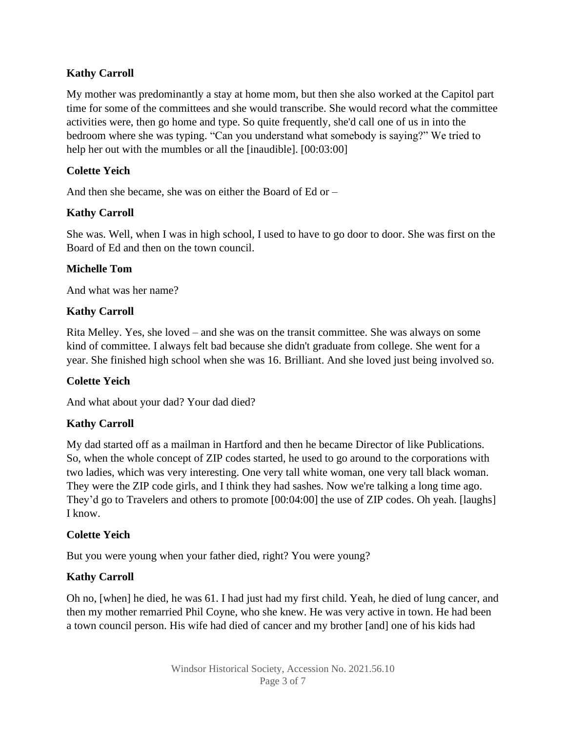**Kathy Carroll**

My mother was predominantly a stay at home mom, but then she also worked at the Capitol part time for some of the committees and she would transcribe. She would record what the committee activities were, then go home and type. So quite frequently, she'd call one of us in into the bedroom where she was typing. "Can you understand what somebody is saying?" We tried to help her out with the mumbles or all the [inaudible]. [00:03:00]

**Colette Yeich**

And then she became, she was on either the Board of Ed or –

**Kathy Carroll**

She was. Well, when I was in high school, I used to have to go door to door. She was first on the Board of Ed and then on the town council.

**Michelle Tom**

And what was her name?

**Kathy Carroll**

Rita Melley. Yes, she loved – and she was on the transit committee. She was always on some kind of committee. I always felt bad because she didn't graduate from college. She went for a year. She finished high school when she was 16. Brilliant. And she loved just being involved so.

**Colette Yeich**

And what about your dad? Your dad died?

**Kathy Carroll**

My dad started off as a mailman in Hartford and then he became Director of like Publications. So, when the whole concept of ZIP codes started, he used to go around to the corporations with two ladies, which was very interesting. One very tall white woman, one very tall black woman. They were the ZIP code girls, and I think they had sashes. Now we're talking a long time ago. They'd go to Travelers and others to promote [00:04:00] the use of ZIP codes. Oh yeah. [laughs] I know.

**Colette Yeich**

But you were young when your father died, right? You were young?

**Kathy Carroll**

Oh no, [when] he died, he was 61. I had just had my first child. Yeah, he died of lung cancer, and then my mother remarried Phil Coyne, who she knew. He was very active in town. He had been a town council person. His wife had died of cancer and my brother [and] one of his kids had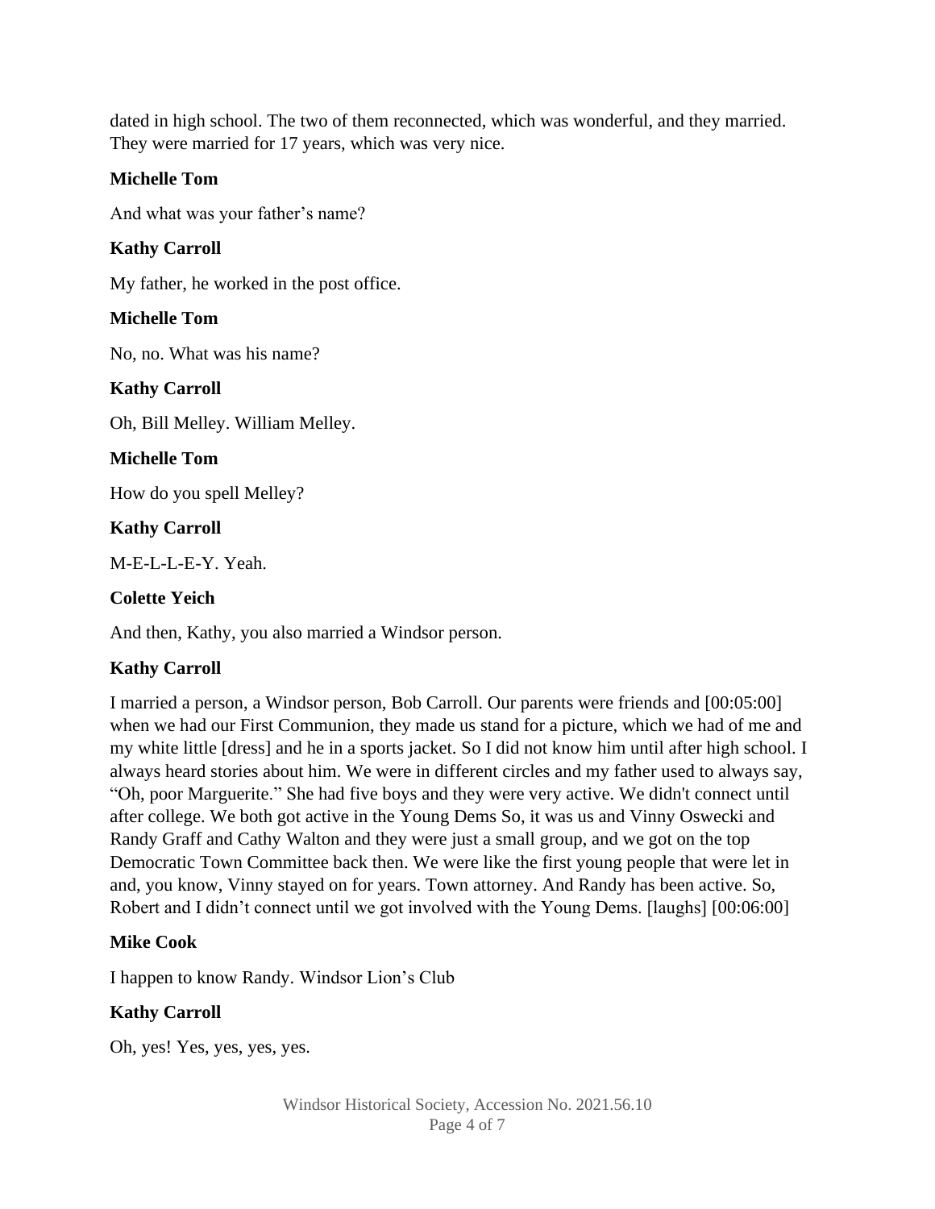dated in high school. The two of them reconnected, which was wonderful, and they married. They were married for 17 years, which was very nice.

**Michelle Tom**

And what was your father's name?

**Kathy Carroll**

My father, he worked in the post office.

**Michelle Tom**

No, no. What was his name?

**Kathy Carroll**

Oh, Bill Melley. William Melley.

**Michelle Tom**

How do you spell Melley?

**Kathy Carroll**

M-E-L-L-E-Y. Yeah.

**Colette Yeich**

And then, Kathy, you also married a Windsor person.

**Kathy Carroll**

I married a person, a Windsor person, Bob Carroll. Our parents were friends and [00:05:00] when we had our First Communion, they made us stand for a picture, which we had of me and my white little [dress] and he in a sports jacket. So I did not know him until after high school. I always heard stories about him. We were in different circles and my father used to always say, "Oh, poor Marguerite." She had five boys and they were very active. We didn't connect until after college. We both got active in the Young Dems So, it was us and Vinny Oswecki and Randy Graff and Cathy Walton and they were just a small group, and we got on the top Democratic Town Committee back then. We were like the first young people that were let in and, you know, Vinny stayed on for years. Town attorney. And Randy has been active. So, Robert and I didn't connect until we got involved with the Young Dems. [laughs] [00:06:00]

**Mike Cook**

I happen to know Randy. Windsor Lion's Club

**Kathy Carroll**

Oh, yes! Yes, yes, yes, yes.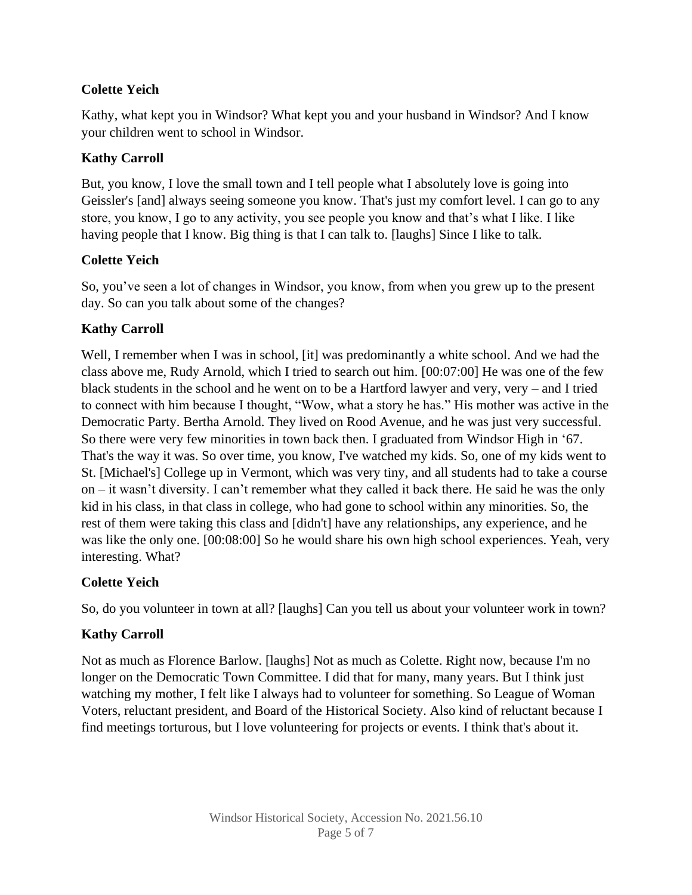**Colette Yeich**

Kathy, what kept you in Windsor? What kept you and your husband in Windsor? And I know your children went to school in Windsor.

**Kathy Carroll**

But, you know, I love the small town and I tell people what I absolutely love is going into Geissler's [and] always seeing someone you know. That's just my comfort level. I can go to any store, you know, I go to any activity, you see people you know and that's what I like. I like having people that I know. Big thing is that I can talk to. [laughs] Since I like to talk.

**Colette Yeich**

So, you've seen a lot of changes in Windsor, you know, from when you grew up to the present day. So can you talk about some of the changes?

**Kathy Carroll**

Well, I remember when I was in school, [it] was predominantly a white school. And we had the class above me, Rudy Arnold, which I tried to search out him. [00:07:00] He was one of the few black students in the school and he went on to be a Hartford lawyer and very, very – and I tried to connect with him because I thought, "Wow, what a story he has." His mother was active in the Democratic Party. Bertha Arnold. They lived on Rood Avenue, and he was just very successful. So there were very few minorities in town back then. I graduated from Windsor High in '67. That's the way it was. So over time, you know, I've watched my kids. So, one of my kids went to St. [Michael's] College up in Vermont, which was very tiny, and all students had to take a course on – it wasn't diversity. I can't remember what they called it back there. He said he was the only kid in his class, in that class in college, who had gone to school within any minorities. So, the rest of them were taking this class and [didn't] have any relationships, any experience, and he was like the only one. [00:08:00] So he would share his own high school experiences. Yeah, very interesting. What?

**Colette Yeich**

So, do you volunteer in town at all? [laughs] Can you tell us about your volunteer work in town?

**Kathy Carroll**

Not as much as Florence Barlow. [laughs] Not as much as Colette. Right now, because I'm no longer on the Democratic Town Committee. I did that for many, many years. But I think just watching my mother, I felt like I always had to volunteer for something. So League of Woman Voters, reluctant president, and Board of the Historical Society. Also kind of reluctant because I find meetings torturous, but I love volunteering for projects or events. I think that's about it.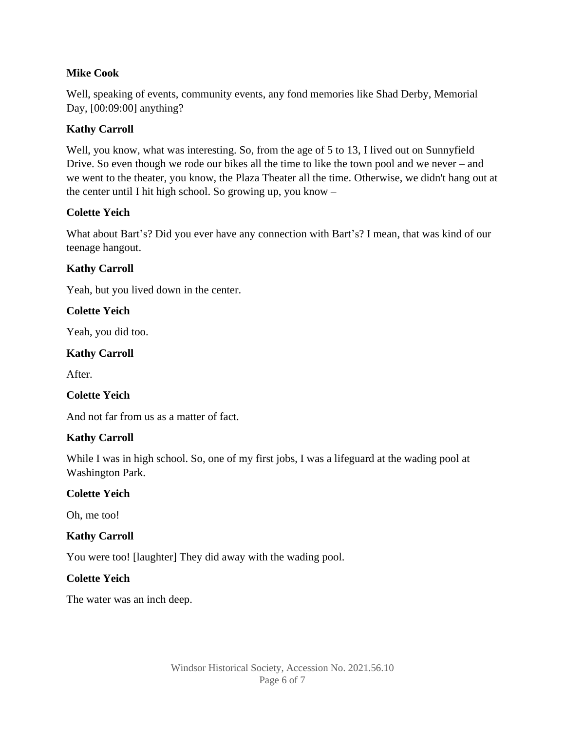**Mike Cook**

Well, speaking of events, community events, any fond memories like Shad Derby, Memorial Day, [00:09:00] anything?

**Kathy Carroll**

Well, you know, what was interesting. So, from the age of 5 to 13, I lived out on Sunnyfield Drive. So even though we rode our bikes all the time to like the town pool and we never – and we went to the theater, you know, the Plaza Theater all the time. Otherwise, we didn't hang out at the center until I hit high school. So growing up, you know –

**Colette Yeich**

What about Bart's? Did you ever have any connection with Bart's? I mean, that was kind of our teenage hangout.

**Kathy Carroll**

Yeah, but you lived down in the center.

**Colette Yeich**

Yeah, you did too.

**Kathy Carroll**

After.

**Colette Yeich**

And not far from us as a matter of fact.

**Kathy Carroll**

While I was in high school. So, one of my first jobs, I was a lifeguard at the wading pool at Washington Park.

**Colette Yeich**

Oh, me too!

**Kathy Carroll**

You were too! [laughter] They did away with the wading pool.

**Colette Yeich**

The water was an inch deep.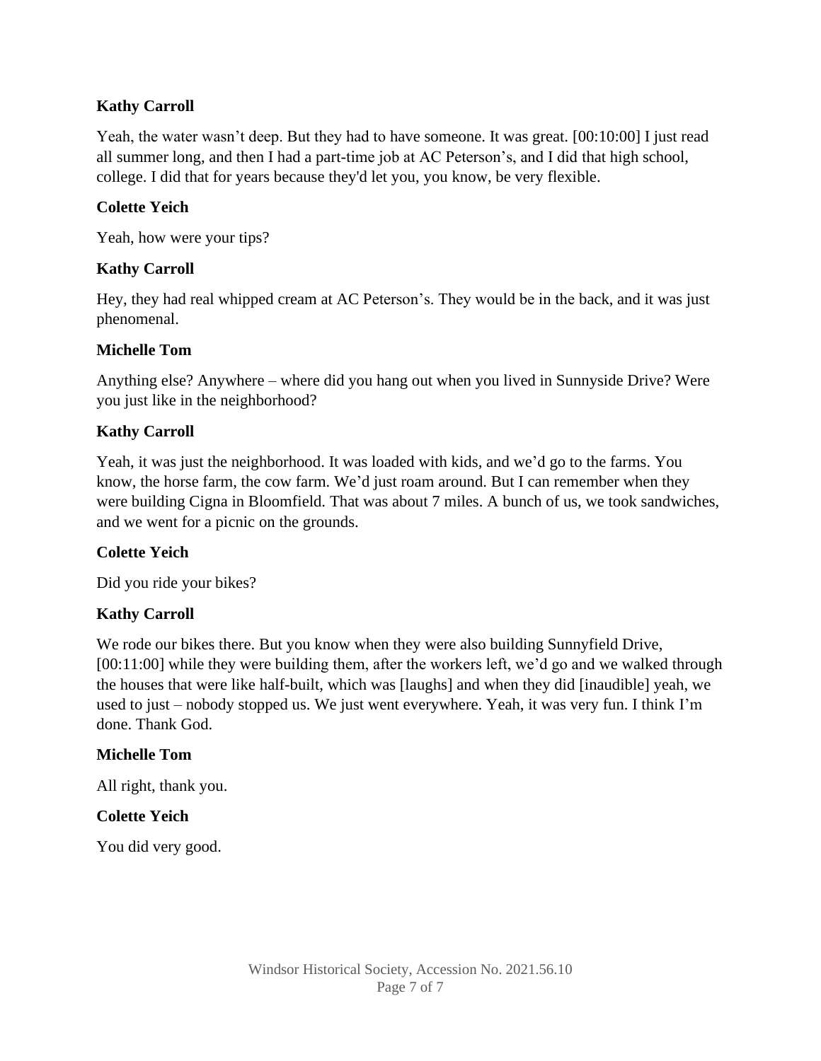**Kathy Carroll**

Yeah, the water wasn't deep. But they had to have someone. It was great. [00:10:00] I just read all summer long, and then I had a part-time job at AC Peterson's, and I did that high school, college. I did that for years because they'd let you, you know, be very flexible.

**Colette Yeich**

Yeah, how were your tips?

**Kathy Carroll**

Hey, they had real whipped cream at AC Peterson's. They would be in the back, and it was just phenomenal.

**Michelle Tom**

Anything else? Anywhere – where did you hang out when you lived in Sunnyside Drive? Were you just like in the neighborhood?

**Kathy Carroll**

Yeah, it was just the neighborhood. It was loaded with kids, and we'd go to the farms. You know, the horse farm, the cow farm. We'd just roam around. But I can remember when they were building Cigna in Bloomfield. That was about 7 miles. A bunch of us, we took sandwiches, and we went for a picnic on the grounds.

**Colette Yeich**

Did you ride your bikes?

**Kathy Carroll**

We rode our bikes there. But you know when they were also building Sunnyfield Drive, [00:11:00] while they were building them, after the workers left, we'd go and we walked through the houses that were like half-built, which was [laughs] and when they did [inaudible] yeah, we used to just – nobody stopped us. We just went everywhere. Yeah, it was very fun. I think I'm done. Thank God.

**Michelle Tom**

All right, thank you.

**Colette Yeich**

You did very good.

Windsor Historical Society, Accession No. 2021.56.10